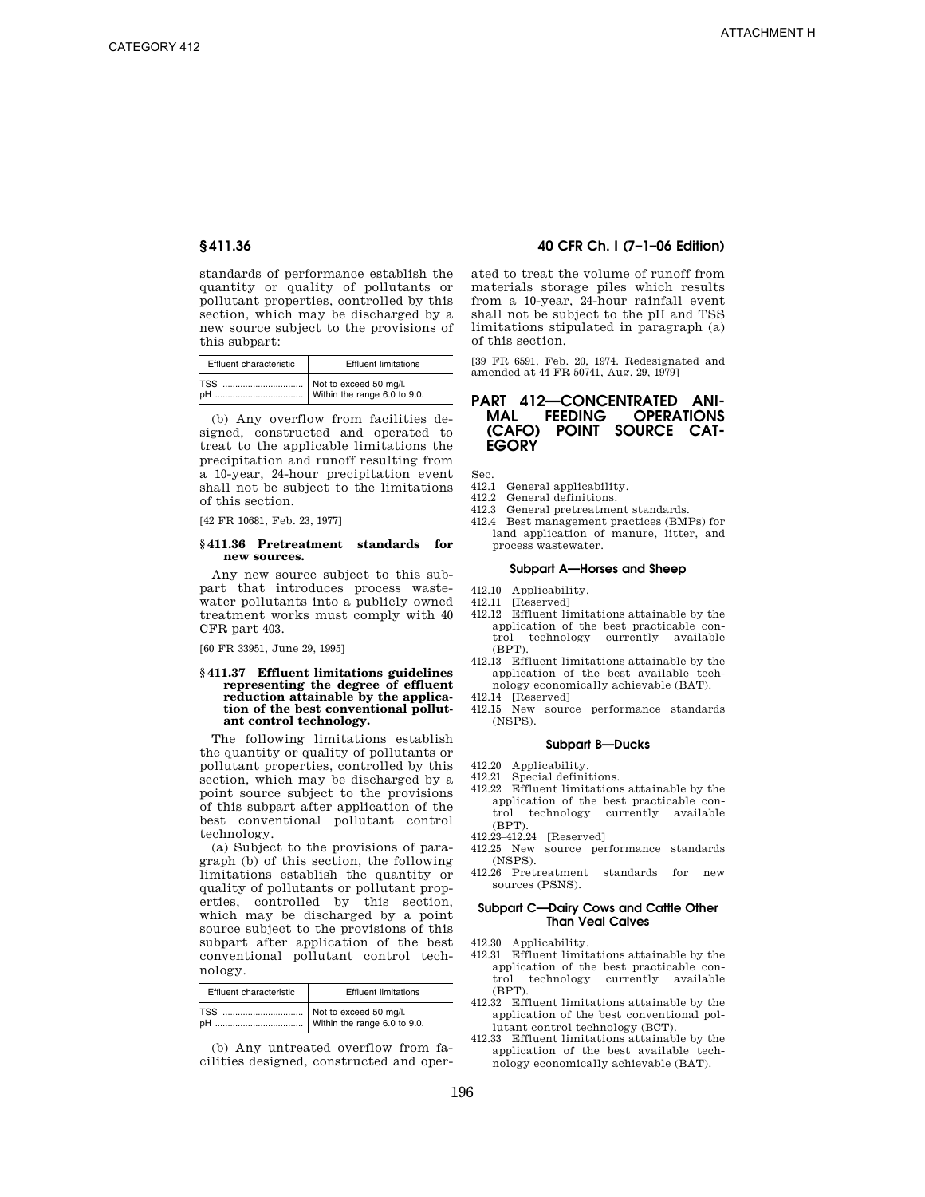standards of performance establish the quantity or quality of pollutants or pollutant properties, controlled by this section, which may be discharged by a new source subject to the provisions of this subpart:

| Effluent characteristic | Effluent limitations |
|---|---|
| TSS | Not to exceed 50 mg/l. |
| pH | Within the range 6.0 to 9.0. |

(b) Any overflow from facilities designed, constructed and operated to treat to the applicable limitations the precipitation and runoff resulting from a 10-year, 24-hour precipitation event shall not be subject to the limitations of this section.

[42 FR 10681, Feb. 23, 1977]

### § 411.36 Pretreatment standards for new sources.

Any new source subject to this subpart that introduces process wastewater pollutants into a publicly owned treatment works must comply with 40 CFR part 403.

[60 FR 33951, June 29, 1995]

### § 411.37 Effluent limitations guidelines representing the degree of effluent reduction attainable by the application of the best conventional pollutant control technology.

The following limitations establish the quantity or quality of pollutants or pollutant properties, controlled by this section, which may be discharged by a point source subject to the provisions of this subpart after application of the best conventional pollutant control technology.

(a) Subject to the provisions of paragraph (b) of this section, the following limitations establish the quantity or quality of pollutants or pollutant properties, controlled by this section, which may be discharged by a point source subject to the provisions of this subpart after application of the best conventional pollutant control technology.

| Effluent characteristic | Effluent limitations |
|---|---|
| TSS | Not to exceed 50 mg/l. |
| pH | Within the range 6.0 to 9.0. |

(b) Any untreated overflow from facilities designed, constructed and operated to treat the volume of runoff from materials storage piles which results from a 10-year, 24-hour rainfall event shall not be subject to the pH and TSS limitations stipulated in paragraph (a) of this section.

[39 FR 6591, Feb. 20, 1974. Redesignated and amended at 44 FR 50741, Aug. 29, 1979]

# PART 412—CONCENTRATED ANIMAL FEEDING OPERATIONS (CAFO) POINT SOURCE CATEGORY

Sec.
412.1 General applicability.
412.2 General definitions.
412.3 General pretreatment standards.
412.4 Best management practices (BMPs) for land application of manure, litter, and process wastewater.

#### Subpart A—Horses and Sheep

412.10 Applicability.
412.11 [Reserved]
412.12 Effluent limitations attainable by the application of the best practicable control technology currently available (BPT).
412.13 Effluent limitations attainable by the application of the best available technology economically achievable (BAT).
412.14 [Reserved]
412.15 New source performance standards (NSPS).

#### Subpart B—Ducks

412.20 Applicability.
412.21 Special definitions.
412.22 Effluent limitations attainable by the application of the best practicable control technology currently available (BPT).
412.23–412.24 [Reserved]
412.25 New source performance standards (NSPS).
412.26 Pretreatment standards for new sources (PSNS).

#### Subpart C—Dairy Cows and Cattle Other Than Veal Calves

412.30 Applicability.
412.31 Effluent limitations attainable by the application of the best practicable control technology currently available (BPT).
412.32 Effluent limitations attainable by the application of the best conventional pollutant control technology (BCT).
412.33 Effluent limitations attainable by the application of the best available technology economically achievable (BAT).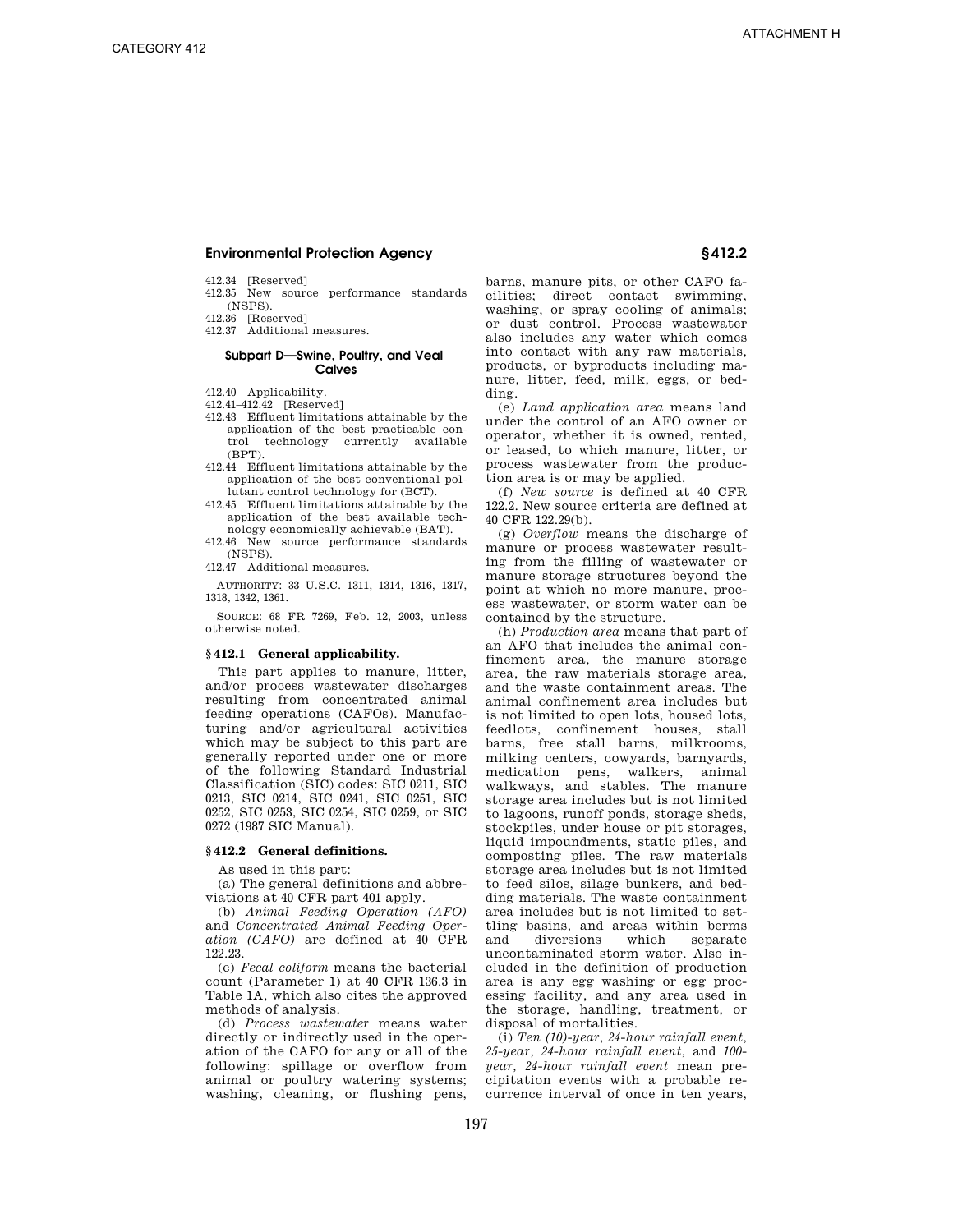412.34 [Reserved]
412.35 New source performance standards (NSPS).
412.36 [Reserved]
412.37 Additional measures.

#### Subpart D—Swine, Poultry, and Veal Calves

412.40 Applicability.
412.41–412.42 [Reserved]
412.43 Effluent limitations attainable by the application of the best practicable control technology currently available (BPT).
412.44 Effluent limitations attainable by the application of the best conventional pollutant control technology for (BCT).
412.45 Effluent limitations attainable by the application of the best available technology economically achievable (BAT).
412.46 New source performance standards (NSPS).
412.47 Additional measures.

AUTHORITY: 33 U.S.C. 1311, 1314, 1316, 1317, 1318, 1342, 1361.

SOURCE: 68 FR 7269, Feb. 12, 2003, unless otherwise noted.

### § 412.1 General applicability.

This part applies to manure, litter, and/or process wastewater discharges resulting from concentrated animal feeding operations (CAFOs). Manufacturing and/or agricultural activities which may be subject to this part are generally reported under one or more of the following Standard Industrial Classification (SIC) codes: SIC 0211, SIC 0213, SIC 0214, SIC 0241, SIC 0251, SIC 0252, SIC 0253, SIC 0254, SIC 0259, or SIC 0272 (1987 SIC Manual).

### § 412.2 General definitions.

As used in this part:

(a) The general definitions and abbreviations at 40 CFR part 401 apply.

(b) *Animal Feeding Operation (AFO)* and *Concentrated Animal Feeding Operation (CAFO)* are defined at 40 CFR 122.23.

(c) *Fecal coliform* means the bacterial count (Parameter 1) at 40 CFR 136.3 in Table 1A, which also cites the approved methods of analysis.

(d) *Process wastewater* means water directly or indirectly used in the operation of the CAFO for any or all of the following: spillage or overflow from animal or poultry watering systems; washing, cleaning, or flushing pens, barns, manure pits, or other CAFO facilities; direct contact swimming, washing, or spray cooling of animals; or dust control. Process wastewater also includes any water which comes into contact with any raw materials, products, or byproducts including manure, litter, feed, milk, eggs, or bedding.

(e) *Land application area* means land under the control of an AFO owner or operator, whether it is owned, rented, or leased, to which manure, litter, or process wastewater from the production area is or may be applied.

(f) *New source* is defined at 40 CFR 122.2. New source criteria are defined at 40 CFR 122.29(b).

(g) *Overflow* means the discharge of manure or process wastewater resulting from the filling of wastewater or manure storage structures beyond the point at which no more manure, process wastewater, or storm water can be contained by the structure.

(h) *Production area* means that part of an AFO that includes the animal confinement area, the manure storage area, the raw materials storage area, and the waste containment areas. The animal confinement area includes but is not limited to open lots, housed lots, feedlots, confinement houses, stall barns, free stall barns, milkrooms, milking centers, cowyards, barnyards, medication pens, walkers, animal walkways, and stables. The manure storage area includes but is not limited to lagoons, runoff ponds, storage sheds, stockpiles, under house or pit storages, liquid impoundments, static piles, and composting piles. The raw materials storage area includes but is not limited to feed silos, silage bunkers, and bedding materials. The waste containment area includes but is not limited to settling basins, and areas within berms and diversions which separate uncontaminated storm water. Also included in the definition of production area is any egg washing or egg processing facility, and any area used in the storage, handling, treatment, or disposal of mortalities.

(i) *Ten (10)-year, 24-hour rainfall event*, *25-year, 24-hour rainfall event*, and *100-year, 24-hour rainfall event* mean precipitation events with a probable recurrence interval of once in ten years,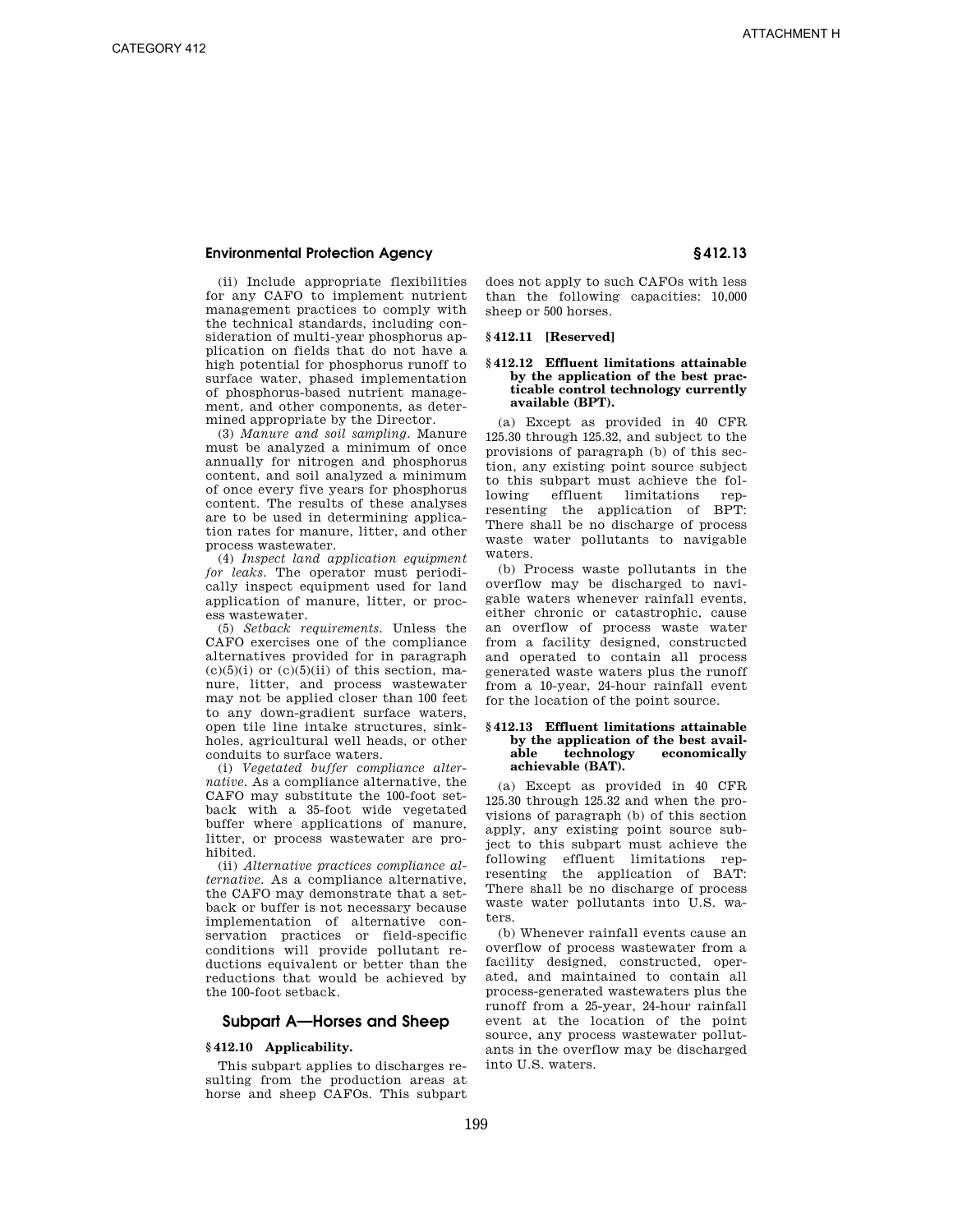(ii) Include appropriate flexibilities for any CAFO to implement nutrient management practices to comply with the technical standards, including consideration of multi-year phosphorus application on fields that do not have a high potential for phosphorus runoff to surface water, phased implementation of phosphorus-based nutrient management, and other components, as determined appropriate by the Director.

(3) *Manure and soil sampling.* Manure must be analyzed a minimum of once annually for nitrogen and phosphorus content, and soil analyzed a minimum of once every five years for phosphorus content. The results of these analyses are to be used in determining application rates for manure, litter, and other process wastewater.

(4) *Inspect land application equipment for leaks.* The operator must periodically inspect equipment used for land application of manure, litter, or process wastewater.

(5) *Setback requirements.* Unless the CAFO exercises one of the compliance alternatives provided for in paragraph (c)(5)(i) or (c)(5)(ii) of this section, manure, litter, and process wastewater may not be applied closer than 100 feet to any down-gradient surface waters, open tile line intake structures, sinkholes, agricultural well heads, or other conduits to surface waters.

(i) *Vegetated buffer compliance alternative.* As a compliance alternative, the CAFO may substitute the 100-foot setback with a 35-foot wide vegetated buffer where applications of manure, litter, or process wastewater are prohibited.

(ii) *Alternative practices compliance alternative.* As a compliance alternative, the CAFO may demonstrate that a setback or buffer is not necessary because implementation of alternative conservation practices or field-specific conditions will provide pollutant reductions equivalent or better than the reductions that would be achieved by the 100-foot setback.

## Subpart A—Horses and Sheep

### § 412.10 Applicability.

This subpart applies to discharges resulting from the production areas at horse and sheep CAFOs. This subpart does not apply to such CAFOs with less than the following capacities: 10,000 sheep or 500 horses.

### § 412.11 [Reserved]

### § 412.12 Effluent limitations attainable by the application of the best practicable control technology currently available (BPT).

(a) Except as provided in 40 CFR 125.30 through 125.32, and subject to the provisions of paragraph (b) of this section, any existing point source subject to this subpart must achieve the following effluent limitations representing the application of BPT: There shall be no discharge of process waste water pollutants to navigable waters.

(b) Process waste pollutants in the overflow may be discharged to navigable waters whenever rainfall events, either chronic or catastrophic, cause an overflow of process waste water from a facility designed, constructed and operated to contain all process generated waste waters plus the runoff from a 10-year, 24-hour rainfall event for the location of the point source.

### § 412.13 Effluent limitations attainable by the application of the best available technology economically achievable (BAT).

(a) Except as provided in 40 CFR 125.30 through 125.32 and when the provisions of paragraph (b) of this section apply, any existing point source subject to this subpart must achieve the following effluent limitations representing the application of BAT: There shall be no discharge of process waste water pollutants into U.S. waters.

(b) Whenever rainfall events cause an overflow of process wastewater from a facility designed, constructed, operated, and maintained to contain all process-generated wastewaters plus the runoff from a 25-year, 24-hour rainfall event at the location of the point source, any process wastewater pollutants in the overflow may be discharged into U.S. waters.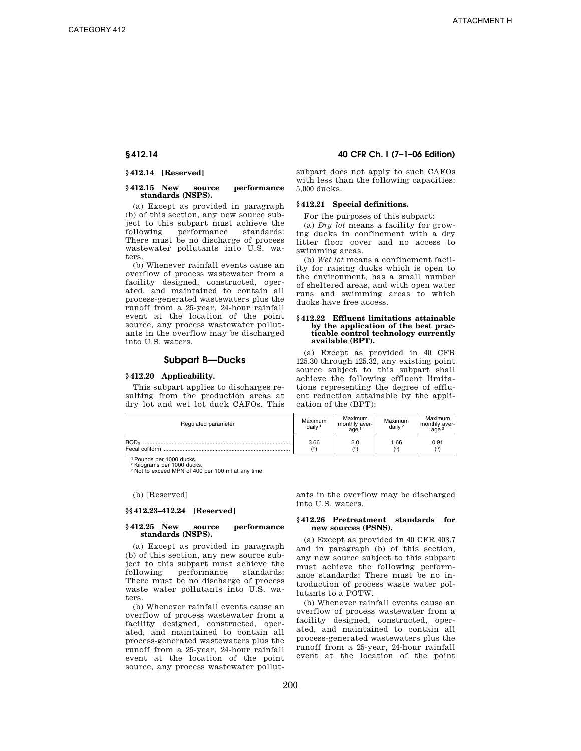## § 412.14 [Reserved]

## § 412.15 New source performance standards (NSPS).

(a) Except as provided in paragraph (b) of this section, any new source subject to this subpart must achieve the following performance standards: There must be no discharge of process wastewater pollutants into U.S. waters.

(b) Whenever rainfall events cause an overflow of process wastewater from a facility designed, constructed, operated, and maintained to contain all process-generated wastewaters plus the runoff from a 25-year, 24-hour rainfall event at the location of the point source, any process wastewater pollutants in the overflow may be discharged into U.S. waters.

# Subpart B—Ducks

## § 412.20 Applicability.

This subpart applies to discharges resulting from the production areas at dry lot and wet lot duck CAFOs. This subpart does not apply to such CAFOs with less than the following capacities: 5,000 ducks.

## § 412.21 Special definitions.

For the purposes of this subpart:

(a) *Dry lot* means a facility for growing ducks in confinement with a dry litter floor cover and no access to swimming areas.

(b) *Wet lot* means a confinement facility for raising ducks which is open to the environment, has a small number of sheltered areas, and with open water runs and swimming areas to which ducks have free access.

## § 412.22 Effluent limitations attainable by the application of the best practicable control technology currently available (BPT).

(a) Except as provided in 40 CFR 125.30 through 125.32, any existing point source subject to this subpart shall achieve the following effluent limitations representing the degree of effluent reduction attainable by the application of the (BPT):

| Regulated parameter | Maximum daily [1] | Maximum monthly average [1] | Maximum daily [2] | Maximum monthly average [2] |
|---|---|---|---|---|
| $BOD_5$ | 3.66 | 2.0 | 1.66 | 0.91 |
| Fecal coliform | [3] | [3] | [3] | [3] |

[1] Pounds per 1000 ducks.
[2] Kilograms per 1000 ducks.
[3] Not to exceed MPN of 400 per 100 ml at any time.

(b) [Reserved]

## §§ 412.23–412.24 [Reserved]

## § 412.25 New source performance standards (NSPS).

(a) Except as provided in paragraph (b) of this section, any new source subject to this subpart must achieve the following performance standards: There must be no discharge of process waste water pollutants into U.S. waters.

(b) Whenever rainfall events cause an overflow of process wastewater from a facility designed, constructed, operated, and maintained to contain all process-generated wastewaters plus the runoff from a 25-year, 24-hour rainfall event at the location of the point source, any process wastewater pollutants in the overflow may be discharged into U.S. waters.

## § 412.26 Pretreatment standards for new sources (PSNS).

(a) Except as provided in 40 CFR 403.7 and in paragraph (b) of this section, any new source subject to this subpart must achieve the following performance standards: There must be no introduction of process waste water pollutants to a POTW.

(b) Whenever rainfall events cause an overflow of process wastewater from a facility designed, constructed, operated, and maintained to contain all process-generated wastewaters plus the runoff from a 25-year, 24-hour rainfall event at the location of the point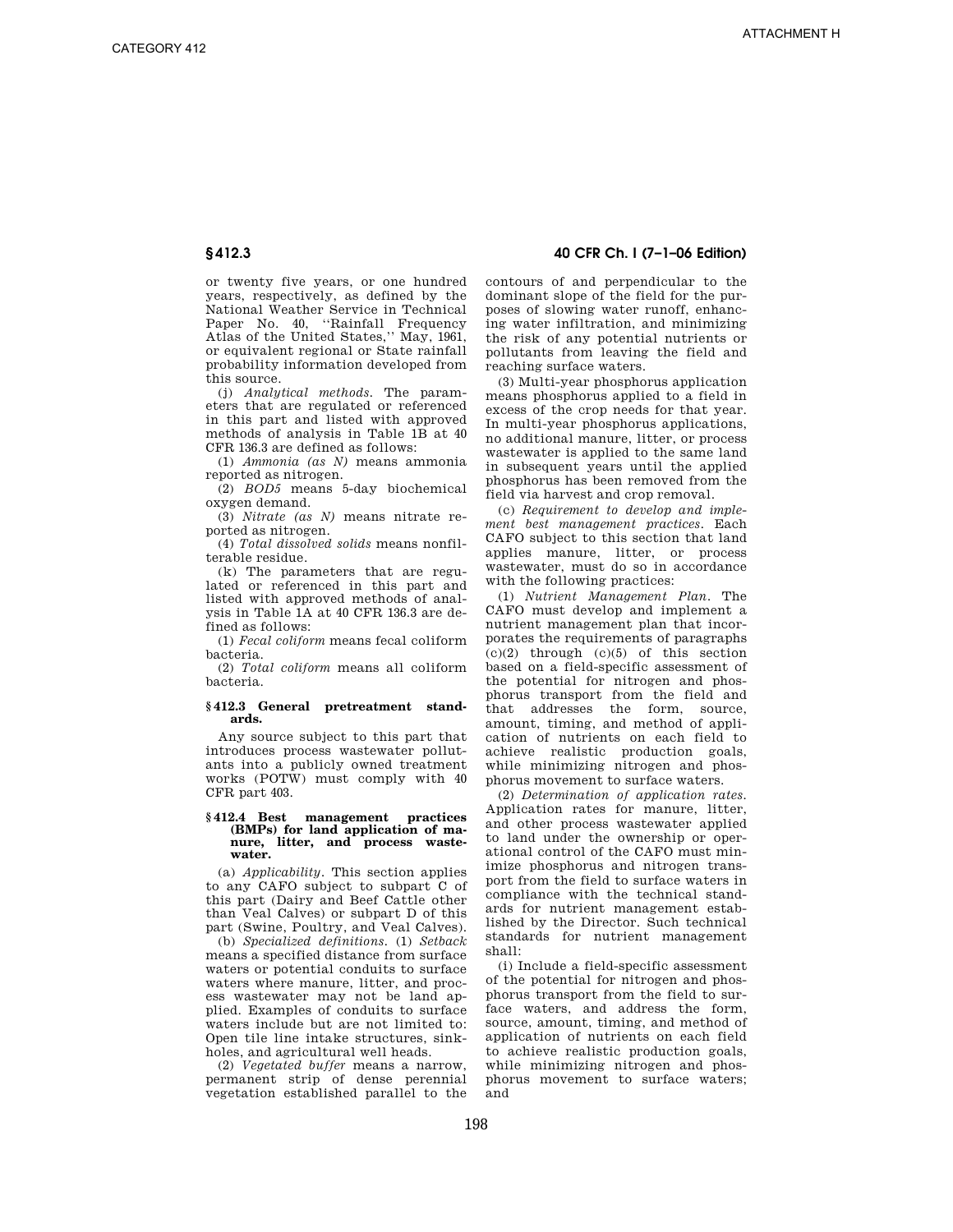or twenty five years, or one hundred years, respectively, as defined by the National Weather Service in Technical Paper No. 40, ''Rainfall Frequency Atlas of the United States,'' May, 1961, or equivalent regional or State rainfall probability information developed from this source.

(j) *Analytical methods.* The parameters that are regulated or referenced in this part and listed with approved methods of analysis in Table 1B at 40 CFR 136.3 are defined as follows:

(1) *Ammonia (as N)* means ammonia reported as nitrogen.

(2) *BOD5* means 5-day biochemical oxygen demand.

(3) *Nitrate (as N)* means nitrate reported as nitrogen.

(4) *Total dissolved solids* means nonfilterable residue.

(k) The parameters that are regulated or referenced in this part and listed with approved methods of analysis in Table 1A at 40 CFR 136.3 are defined as follows:

(1) *Fecal coliform* means fecal coliform bacteria.

(2) *Total coliform* means all coliform bacteria.

### § 412.3 General pretreatment standards.

Any source subject to this part that introduces process wastewater pollutants into a publicly owned treatment works (POTW) must comply with 40 CFR part 403.

### § 412.4 Best management practices (BMPs) for land application of manure, litter, and process wastewater.

(a) *Applicability.* This section applies to any CAFO subject to subpart C of this part (Dairy and Beef Cattle other than Veal Calves) or subpart D of this part (Swine, Poultry, and Veal Calves).

(b) *Specialized definitions.* (1) *Setback* means a specified distance from surface waters or potential conduits to surface waters where manure, litter, and process wastewater may not be land applied. Examples of conduits to surface waters include but are not limited to: Open tile line intake structures, sinkholes, and agricultural well heads.

(2) *Vegetated buffer* means a narrow, permanent strip of dense perennial vegetation established parallel to the contours of and perpendicular to the dominant slope of the field for the purposes of slowing water runoff, enhancing water infiltration, and minimizing the risk of any potential nutrients or pollutants from leaving the field and reaching surface waters.

(3) Multi-year phosphorus application means phosphorus applied to a field in excess of the crop needs for that year. In multi-year phosphorus applications, no additional manure, litter, or process wastewater is applied to the same land in subsequent years until the applied phosphorus has been removed from the field via harvest and crop removal.

(c) *Requirement to develop and implement best management practices.* Each CAFO subject to this section that land applies manure, litter, or process wastewater, must do so in accordance with the following practices:

(1) *Nutrient Management Plan.* The CAFO must develop and implement a nutrient management plan that incorporates the requirements of paragraphs (c)(2) through (c)(5) of this section based on a field-specific assessment of the potential for nitrogen and phosphorus transport from the field and that addresses the form, source, amount, timing, and method of application of nutrients on each field to achieve realistic production goals, while minimizing nitrogen and phosphorus movement to surface waters.

(2) *Determination of application rates.* Application rates for manure, litter, and other process wastewater applied to land under the ownership or operational control of the CAFO must minimize phosphorus and nitrogen transport from the field to surface waters in compliance with the technical standards for nutrient management established by the Director. Such technical standards for nutrient management shall:

(i) Include a field-specific assessment of the potential for nitrogen and phosphorus transport from the field to surface waters, and address the form, source, amount, timing, and method of application of nutrients on each field to achieve realistic production goals, while minimizing nitrogen and phosphorus movement to surface waters; and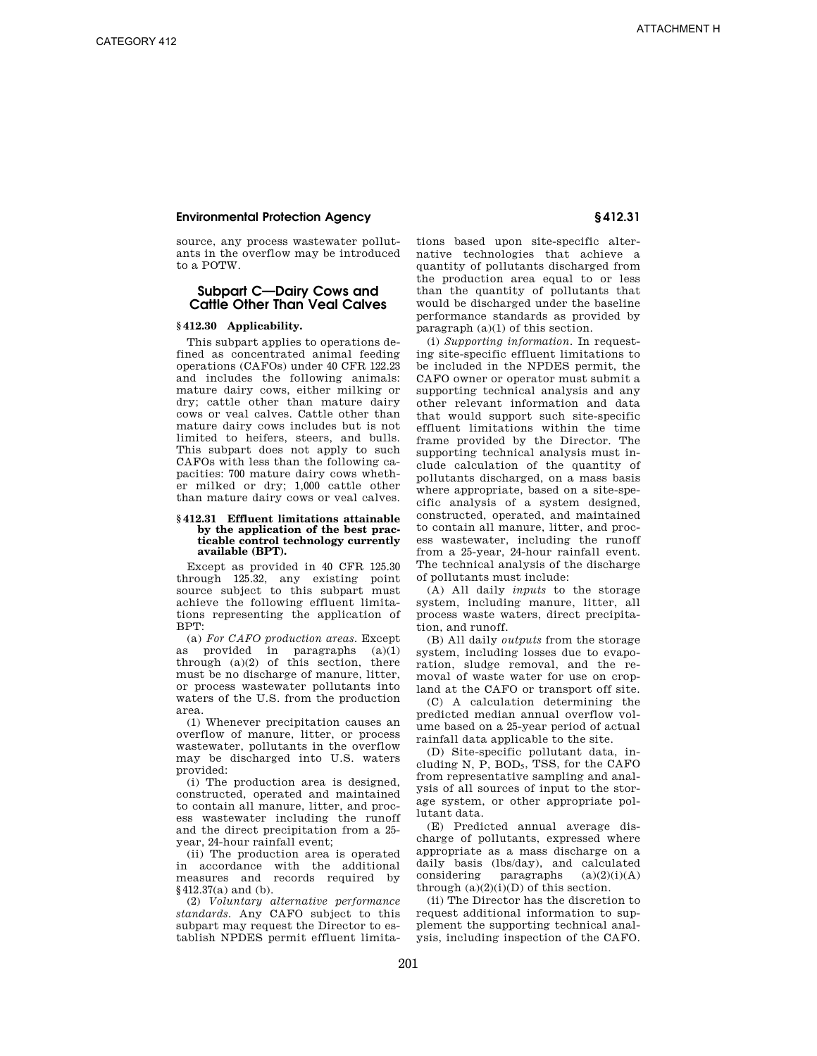source, any process wastewater pollutants in the overflow may be introduced to a POTW.

## Subpart C—Dairy Cows and Cattle Other Than Veal Calves

### § 412.30 Applicability.

This subpart applies to operations defined as concentrated animal feeding operations (CAFOs) under 40 CFR 122.23 and includes the following animals: mature dairy cows, either milking or dry; cattle other than mature dairy cows or veal calves. Cattle other than mature dairy cows includes but is not limited to heifers, steers, and bulls. This subpart does not apply to such CAFOs with less than the following capacities: 700 mature dairy cows whether milked or dry; 1,000 cattle other than mature dairy cows or veal calves.

### § 412.31 Effluent limitations attainable by the application of the best practicable control technology currently available (BPT).

Except as provided in 40 CFR 125.30 through 125.32, any existing point source subject to this subpart must achieve the following effluent limitations representing the application of BPT:

(a) *For CAFO production areas.* Except as provided in paragraphs (a)(1) through (a)(2) of this section, there must be no discharge of manure, litter, or process wastewater pollutants into waters of the U.S. from the production area.

(1) Whenever precipitation causes an overflow of manure, litter, or process wastewater, pollutants in the overflow may be discharged into U.S. waters provided:

(i) The production area is designed, constructed, operated and maintained to contain all manure, litter, and process wastewater including the runoff and the direct precipitation from a 25-year, 24-hour rainfall event;

(ii) The production area is operated in accordance with the additional measures and records required by §412.37(a) and (b).

(2) *Voluntary alternative performance standards.* Any CAFO subject to this subpart may request the Director to establish NPDES permit effluent limitations based upon site-specific alternative technologies that achieve a quantity of pollutants discharged from the production area equal to or less than the quantity of pollutants that would be discharged under the baseline performance standards as provided by paragraph (a)(1) of this section.

(i) *Supporting information.* In requesting site-specific effluent limitations to be included in the NPDES permit, the CAFO owner or operator must submit a supporting technical analysis and any other relevant information and data that would support such site-specific effluent limitations within the time frame provided by the Director. The supporting technical analysis must include calculation of the quantity of pollutants discharged, on a mass basis where appropriate, based on a site-specific analysis of a system designed, constructed, operated, and maintained to contain all manure, litter, and process wastewater, including the runoff from a 25-year, 24-hour rainfall event. The technical analysis of the discharge of pollutants must include:

(A) All daily *inputs* to the storage system, including manure, litter, all process waste waters, direct precipitation, and runoff.

(B) All daily *outputs* from the storage system, including losses due to evaporation, sludge removal, and the removal of waste water for use on cropland at the CAFO or transport off site.

(C) A calculation determining the predicted median annual overflow volume based on a 25-year period of actual rainfall data applicable to the site.

(D) Site-specific pollutant data, including N, P, $BOD_5$, TSS, for the CAFO from representative sampling and analysis of all sources of input to the storage system, or other appropriate pollutant data.

(E) Predicted annual average discharge of pollutants, expressed where appropriate as a mass discharge on a daily basis (lbs/day), and calculated considering paragraphs (a)(2)(i)(A) through (a)(2)(i)(D) of this section.

(ii) The Director has the discretion to request additional information to supplement the supporting technical analysis, including inspection of the CAFO.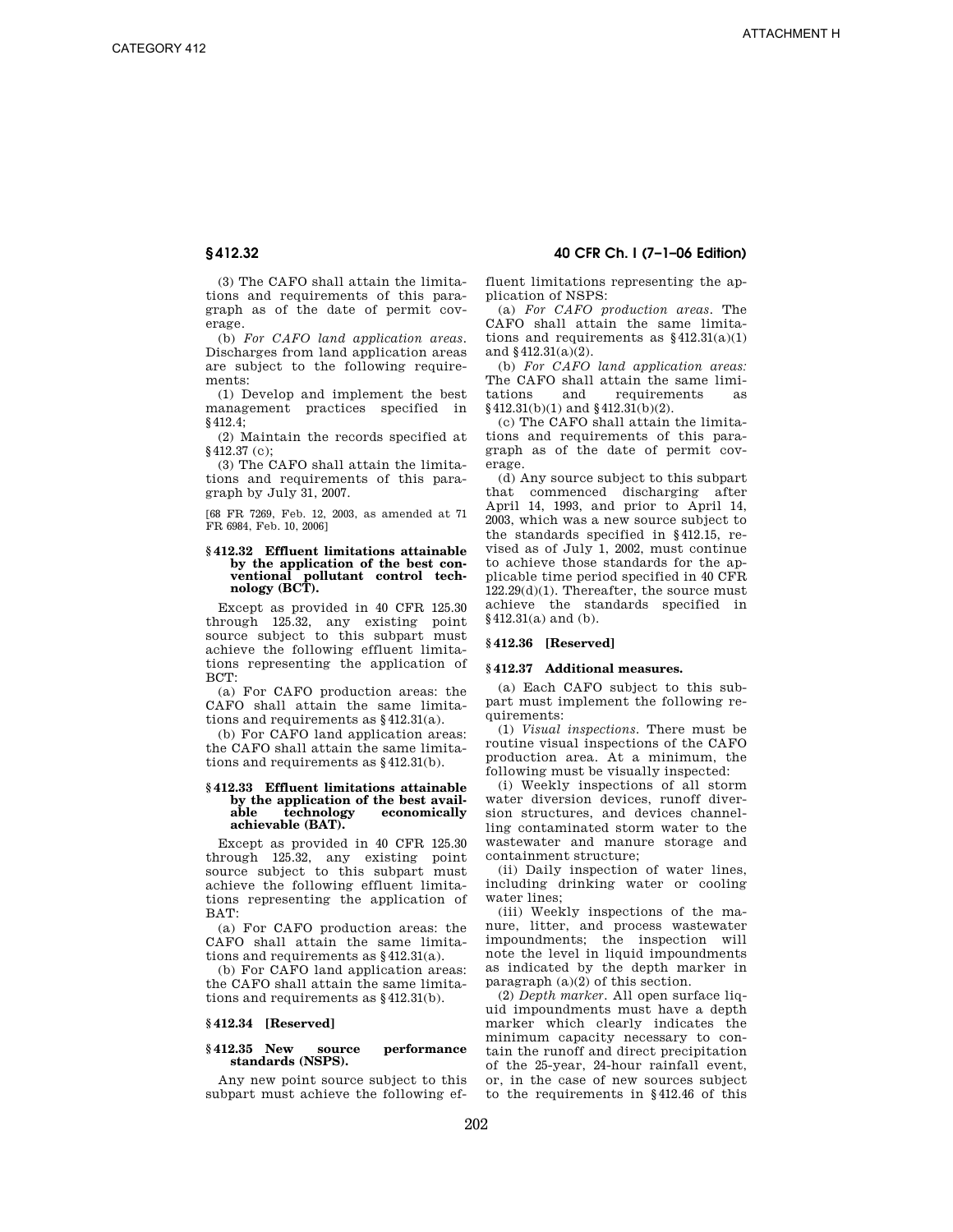(3) The CAFO shall attain the limitations and requirements of this paragraph as of the date of permit coverage.

(b) *For CAFO land application areas.* Discharges from land application areas are subject to the following requirements:

(1) Develop and implement the best management practices specified in §412.4;

(2) Maintain the records specified at §412.37 (c);

(3) The CAFO shall attain the limitations and requirements of this paragraph by July 31, 2007.

[68 FR 7269, Feb. 12, 2003, as amended at 71 FR 6984, Feb. 10, 2006]

### §412.32 Effluent limitations attainable by the application of the best conventional pollutant control technology (BCT).

Except as provided in 40 CFR 125.30 through 125.32, any existing point source subject to this subpart must achieve the following effluent limitations representing the application of BCT:

(a) For CAFO production areas: the CAFO shall attain the same limitations and requirements as §412.31(a).

(b) For CAFO land application areas: the CAFO shall attain the same limitations and requirements as §412.31(b).

### §412.33 Effluent limitations attainable by the application of the best available technology economically achievable (BAT).

Except as provided in 40 CFR 125.30 through 125.32, any existing point source subject to this subpart must achieve the following effluent limitations representing the application of BAT:

(a) For CAFO production areas: the CAFO shall attain the same limitations and requirements as §412.31(a).

(b) For CAFO land application areas: the CAFO shall attain the same limitations and requirements as §412.31(b).

### §412.34 [Reserved]

### §412.35 New source performance standards (NSPS).

Any new point source subject to this subpart must achieve the following effluent limitations representing the application of NSPS:

(a) *For CAFO production areas.* The CAFO shall attain the same limitations and requirements as §412.31(a)(1) and §412.31(a)(2).

(b) *For CAFO land application areas:* The CAFO shall attain the same limitations and requirements as §412.31(b)(1) and §412.31(b)(2).

(c) The CAFO shall attain the limitations and requirements of this paragraph as of the date of permit coverage.

(d) Any source subject to this subpart that commenced discharging after April 14, 1993, and prior to April 14, 2003, which was a new source subject to the standards specified in §412.15, revised as of July 1, 2002, must continue to achieve those standards for the applicable time period specified in 40 CFR 122.29(d)(1). Thereafter, the source must achieve the standards specified in §412.31(a) and (b).

### §412.36 [Reserved]

### §412.37 Additional measures.

(a) Each CAFO subject to this subpart must implement the following requirements:

(1) *Visual inspections.* There must be routine visual inspections of the CAFO production area. At a minimum, the following must be visually inspected:

(i) Weekly inspections of all storm water diversion devices, runoff diversion structures, and devices channelling contaminated storm water to the wastewater and manure storage and containment structure;

(ii) Daily inspection of water lines, including drinking water or cooling water lines;

(iii) Weekly inspections of the manure, litter, and process wastewater impoundments; the inspection will note the level in liquid impoundments as indicated by the depth marker in paragraph (a)(2) of this section.

(2) *Depth marker.* All open surface liquid impoundments must have a depth marker which clearly indicates the minimum capacity necessary to contain the runoff and direct precipitation of the 25-year, 24-hour rainfall event, or, in the case of new sources subject to the requirements in §412.46 of this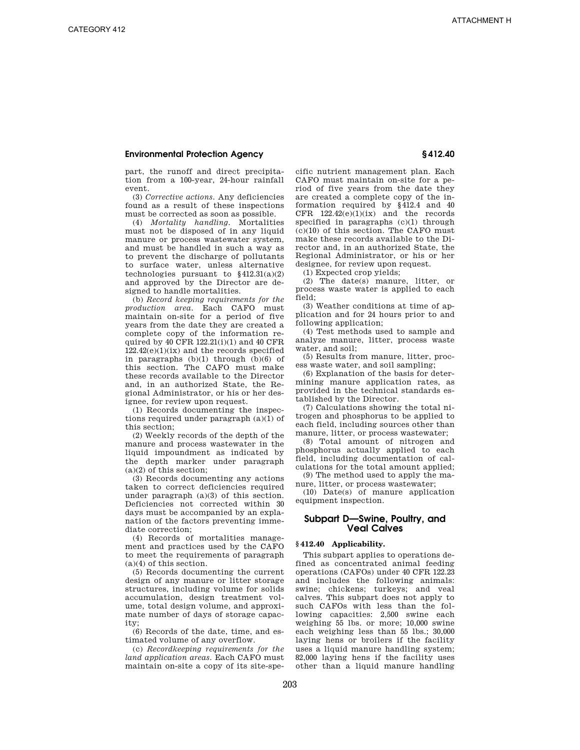part, the runoff and direct precipitation from a 100-year, 24-hour rainfall event.

(3) *Corrective actions.* Any deficiencies found as a result of these inspections must be corrected as soon as possible.

(4) *Mortality handling.* Mortalities must not be disposed of in any liquid manure or process wastewater system, and must be handled in such a way as to prevent the discharge of pollutants to surface water, unless alternative technologies pursuant to §412.31(a)(2) and approved by the Director are designed to handle mortalities.

(b) *Record keeping requirements for the production area.* Each CAFO must maintain on-site for a period of five years from the date they are created a complete copy of the information required by 40 CFR 122.21(i)(1) and 40 CFR 122.42(e)(1)(ix) and the records specified in paragraphs (b)(1) through (b)(6) of this section. The CAFO must make these records available to the Director and, in an authorized State, the Regional Administrator, or his or her designee, for review upon request.

(1) Records documenting the inspections required under paragraph (a)(1) of this section;

(2) Weekly records of the depth of the manure and process wastewater in the liquid impoundment as indicated by the depth marker under paragraph (a)(2) of this section;

(3) Records documenting any actions taken to correct deficiencies required under paragraph (a)(3) of this section. Deficiencies not corrected within 30 days must be accompanied by an explanation of the factors preventing immediate correction;

(4) Records of mortalities management and practices used by the CAFO to meet the requirements of paragraph (a)(4) of this section.

(5) Records documenting the current design of any manure or litter storage structures, including volume for solids accumulation, design treatment volume, total design volume, and approximate number of days of storage capacity;

(6) Records of the date, time, and estimated volume of any overflow.

(c) *Recordkeeping requirements for the land application areas.* Each CAFO must maintain on-site a copy of its site-specific nutrient management plan. Each CAFO must maintain on-site for a period of five years from the date they are created a complete copy of the information required by §412.4 and 40 CFR 122.42(e)(1)(ix) and the records specified in paragraphs (c)(1) through (c)(10) of this section. The CAFO must make these records available to the Director and, in an authorized State, the Regional Administrator, or his or her designee, for review upon request.

(1) Expected crop yields;

(2) The date(s) manure, litter, or process waste water is applied to each field;

(3) Weather conditions at time of application and for 24 hours prior to and following application;

(4) Test methods used to sample and analyze manure, litter, process waste water, and soil;

(5) Results from manure, litter, process waste water, and soil sampling;

(6) Explanation of the basis for determining manure application rates, as provided in the technical standards established by the Director.

(7) Calculations showing the total nitrogen and phosphorus to be applied to each field, including sources other than manure, litter, or process wastewater;

(8) Total amount of nitrogen and phosphorus actually applied to each field, including documentation of calculations for the total amount applied;

(9) The method used to apply the manure, litter, or process wastewater;

(10) Date(s) of manure application equipment inspection.

## Subpart D—Swine, Poultry, and Veal Calves

### §412.40 Applicability.

This subpart applies to operations defined as concentrated animal feeding operations (CAFOs) under 40 CFR 122.23 and includes the following animals: swine; chickens; turkeys; and veal calves. This subpart does not apply to such CAFOs with less than the following capacities: 2,500 swine each weighing 55 lbs. or more; 10,000 swine each weighing less than 55 lbs.; 30,000 laying hens or broilers if the facility uses a liquid manure handling system; 82,000 laying hens if the facility uses other than a liquid manure handling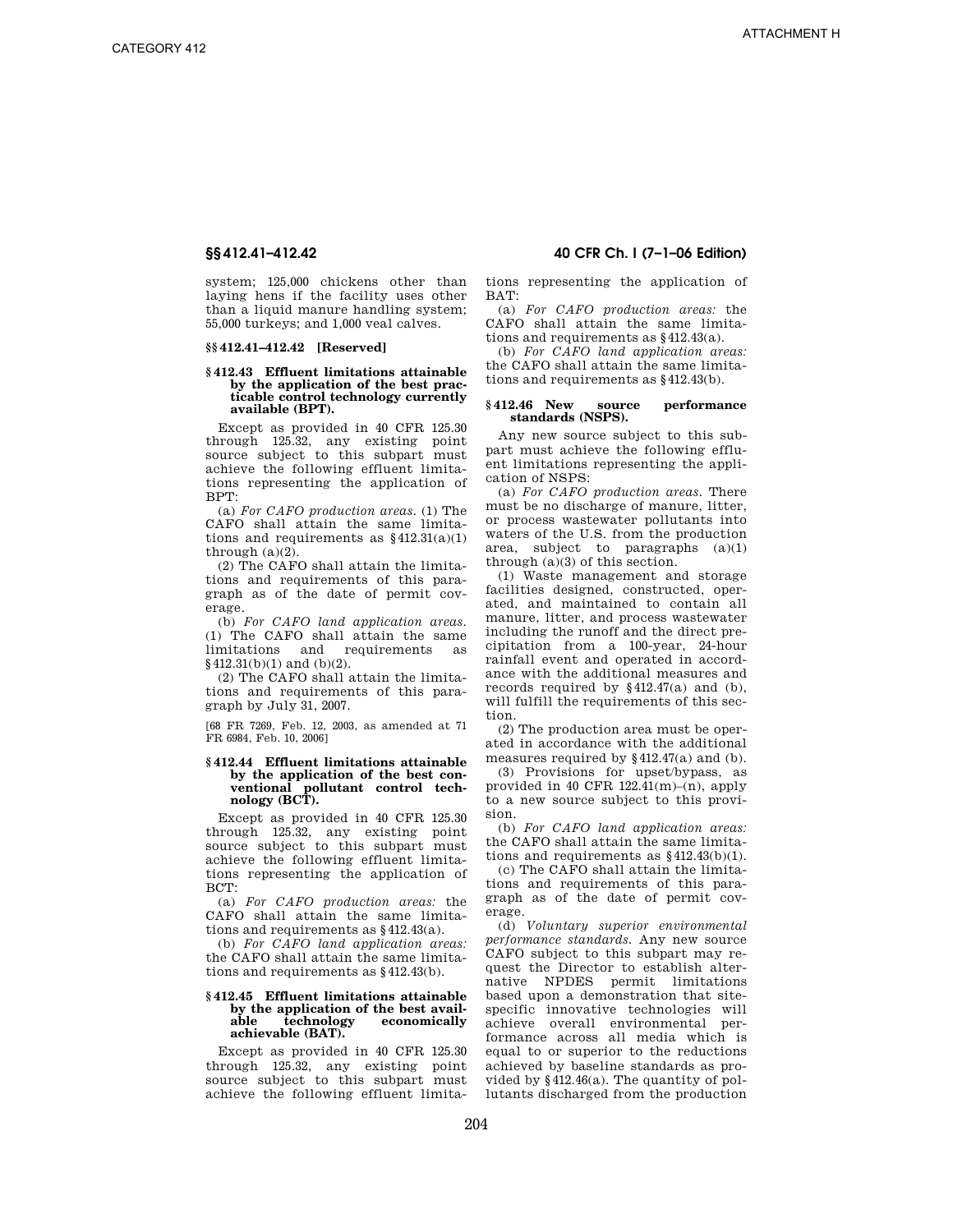system; 125,000 chickens other than laying hens if the facility uses other than a liquid manure handling system; 55,000 turkeys; and 1,000 veal calves.

### §§ 412.41–412.42 [Reserved]

### § 412.43 Effluent limitations attainable by the application of the best practicable control technology currently available (BPT).

Except as provided in 40 CFR 125.30 through 125.32, any existing point source subject to this subpart must achieve the following effluent limitations representing the application of BPT:

(a) *For CAFO production areas.* (1) The CAFO shall attain the same limitations and requirements as §412.31(a)(1) through (a)(2).

(2) The CAFO shall attain the limitations and requirements of this paragraph as of the date of permit coverage.

(b) *For CAFO land application areas.* (1) The CAFO shall attain the same limitations and requirements as §412.31(b)(1) and (b)(2).

(2) The CAFO shall attain the limitations and requirements of this paragraph by July 31, 2007.

[68 FR 7269, Feb. 12, 2003, as amended at 71 FR 6984, Feb. 10, 2006]

### § 412.44 Effluent limitations attainable by the application of the best conventional pollutant control technology (BCT).

Except as provided in 40 CFR 125.30 through 125.32, any existing point source subject to this subpart must achieve the following effluent limitations representing the application of BCT:

(a) *For CAFO production areas:* the CAFO shall attain the same limitations and requirements as §412.43(a).

(b) *For CAFO land application areas:* the CAFO shall attain the same limitations and requirements as §412.43(b).

### § 412.45 Effluent limitations attainable by the application of the best available technology economically achievable (BAT).

Except as provided in 40 CFR 125.30 through 125.32, any existing point source subject to this subpart must achieve the following effluent limitations representing the application of BAT:

(a) *For CAFO production areas:* the CAFO shall attain the same limitations and requirements as §412.43(a).

(b) *For CAFO land application areas:* the CAFO shall attain the same limitations and requirements as §412.43(b).

### § 412.46 New source performance standards (NSPS).

Any new source subject to this subpart must achieve the following effluent limitations representing the application of NSPS:

(a) *For CAFO production areas.* There must be no discharge of manure, litter, or process wastewater pollutants into waters of the U.S. from the production area, subject to paragraphs (a)(1) through (a)(3) of this section.

(1) Waste management and storage facilities designed, constructed, operated, and maintained to contain all manure, litter, and process wastewater including the runoff and the direct precipitation from a 100-year, 24-hour rainfall event and operated in accordance with the additional measures and records required by §412.47(a) and (b), will fulfill the requirements of this section.

(2) The production area must be operated in accordance with the additional measures required by §412.47(a) and (b).

(3) Provisions for upset/bypass, as provided in 40 CFR 122.41(m)–(n), apply to a new source subject to this provision.

(b) *For CAFO land application areas:* the CAFO shall attain the same limitations and requirements as §412.43(b)(1).

(c) The CAFO shall attain the limitations and requirements of this paragraph as of the date of permit coverage.

(d) *Voluntary superior environmental performance standards.* Any new source CAFO subject to this subpart may request the Director to establish alternative NPDES permit limitations based upon a demonstration that site-specific innovative technologies will achieve overall environmental performance across all media which is equal to or superior to the reductions achieved by baseline standards as provided by §412.46(a). The quantity of pollutants discharged from the production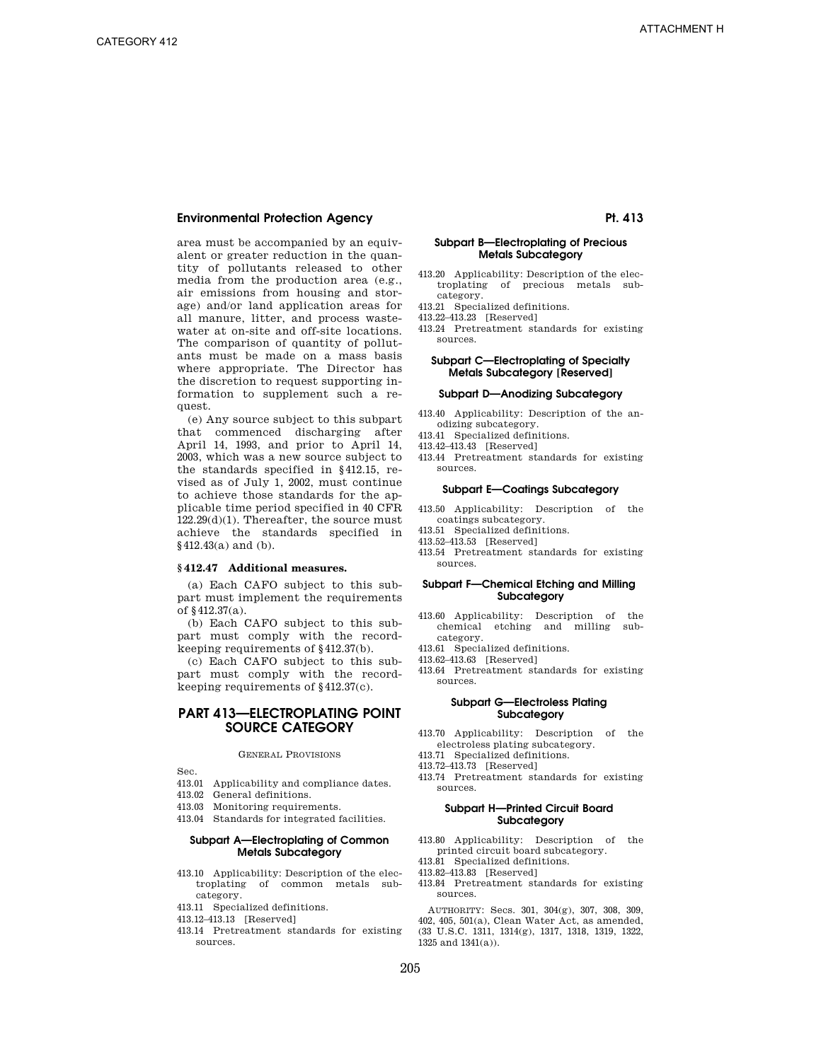area must be accompanied by an equivalent or greater reduction in the quantity of pollutants released to other media from the production area (e.g., air emissions from housing and storage) and/or land application areas for all manure, litter, and process wastewater at on-site and off-site locations. The comparison of quantity of pollutants must be made on a mass basis where appropriate. The Director has the discretion to request supporting information to supplement such a request.

(e) Any source subject to this subpart that commenced discharging after April 14, 1993, and prior to April 14, 2003, which was a new source subject to the standards specified in §412.15, revised as of July 1, 2002, must continue to achieve those standards for the applicable time period specified in 40 CFR 122.29(d)(1). Thereafter, the source must achieve the standards specified in §412.43(a) and (b).

### § 412.47 Additional measures.

(a) Each CAFO subject to this subpart must implement the requirements of §412.37(a).

(b) Each CAFO subject to this subpart must comply with the recordkeeping requirements of §412.37(b).

(c) Each CAFO subject to this subpart must comply with the recordkeeping requirements of §412.37(c).

## PART 413—ELECTROPLATING POINT SOURCE CATEGORY

GENERAL PROVISIONS

Sec.
413.01 Applicability and compliance dates.
413.02 General definitions.
413.03 Monitoring requirements.
413.04 Standards for integrated facilities.

#### Subpart A—Electroplating of Common Metals Subcategory

413.10 Applicability: Description of the electroplating of common metals subcategory.
413.11 Specialized definitions.
413.12–413.13 [Reserved]
413.14 Pretreatment standards for existing sources.

#### Subpart B—Electroplating of Precious Metals Subcategory

413.20 Applicability: Description of the electroplating of precious metals subcategory.
413.21 Specialized definitions.
413.22–413.23 [Reserved]
413.24 Pretreatment standards for existing sources.

#### Subpart C—Electroplating of Specialty Metals Subcategory [Reserved]

#### Subpart D—Anodizing Subcategory

413.40 Applicability: Description of the anodizing subcategory.
413.41 Specialized definitions.
413.42–413.43 [Reserved]
413.44 Pretreatment standards for existing sources.

#### Subpart E—Coatings Subcategory

413.50 Applicability: Description of the coatings subcategory.
413.51 Specialized definitions.
413.52–413.53 [Reserved]
413.54 Pretreatment standards for existing sources.

#### Subpart F—Chemical Etching and Milling Subcategory

413.60 Applicability: Description of the chemical etching and milling subcategory.
413.61 Specialized definitions.
413.62–413.63 [Reserved]
413.64 Pretreatment standards for existing sources.

#### Subpart G—Electroless Plating Subcategory

413.70 Applicability: Description of the electroless plating subcategory.
413.71 Specialized definitions.
413.72–413.73 [Reserved]
413.74 Pretreatment standards for existing sources.

#### Subpart H—Printed Circuit Board Subcategory

413.80 Applicability: Description of the printed circuit board subcategory.
413.81 Specialized definitions.
413.82–413.83 [Reserved]
413.84 Pretreatment standards for existing sources.

AUTHORITY: Secs. 301, 304(g), 307, 308, 309, 402, 405, 501(a), Clean Water Act, as amended, (33 U.S.C. 1311, 1314(g), 1317, 1318, 1319, 1322, 1325 and 1341(a)).